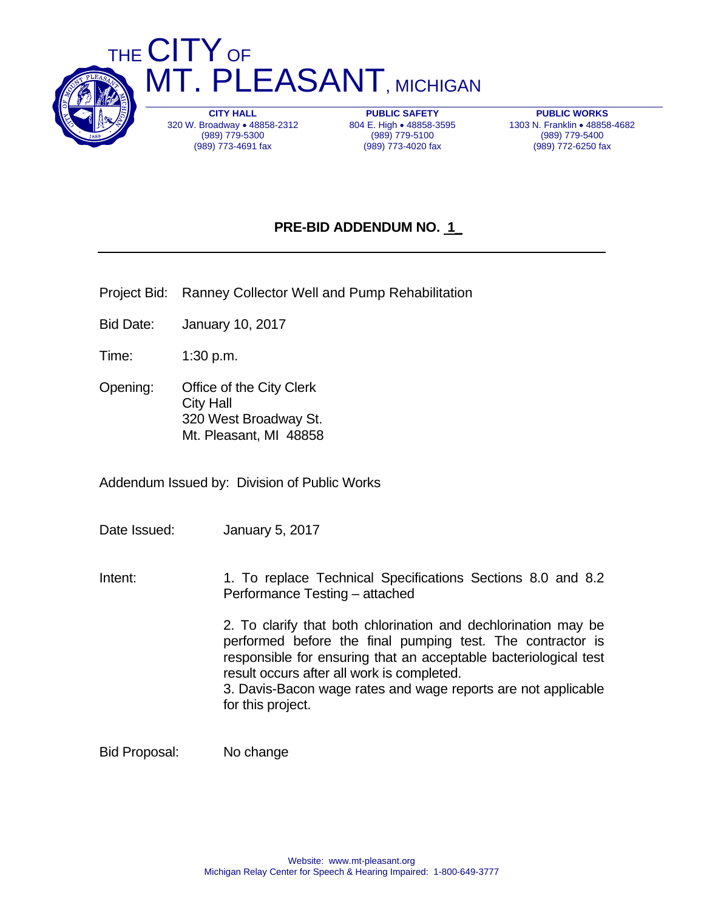# THE CITY OF MT. PLEASANT, MICHIGAN

| CITY HALL | PUBLIC SAFETY | PUBLIC WORKS |
|---|---|---|
| 320 W. Broadway • 48858-2312 | 804 E. High • 48858-3595 | 1303 N. Franklin • 48858-4682 |
| (989) 779-5300 | (989) 779-5100 | (989) 779-5400 |
| (989) 773-4691 fax | (989) 773-4020 fax | (989) 772-6250 fax |

## PRE-BID ADDENDUM NO. 1

Project Bid: Ranney Collector Well and Pump Rehabilitation

Bid Date: January 10, 2017

Time: 1:30 p.m.

Opening: Office of the City Clerk
City Hall
320 West Broadway St.
Mt. Pleasant, MI 48858

Addendum Issued by: Division of Public Works

Date Issued: January 5, 2017

Intent:

1. To replace Technical Specifications Sections 8.0 and 8.2 Performance Testing – attached
2. To clarify that both chlorination and dechlorination may be performed before the final pumping test. The contractor is responsible for ensuring that an acceptable bacteriological test result occurs after all work is completed.
3. Davis-Bacon wage rates and wage reports are not applicable for this project.

Bid Proposal: No change

Website: www.mt-pleasant.org
Michigan Relay Center for Speech & Hearing Impaired: 1-800-649-3777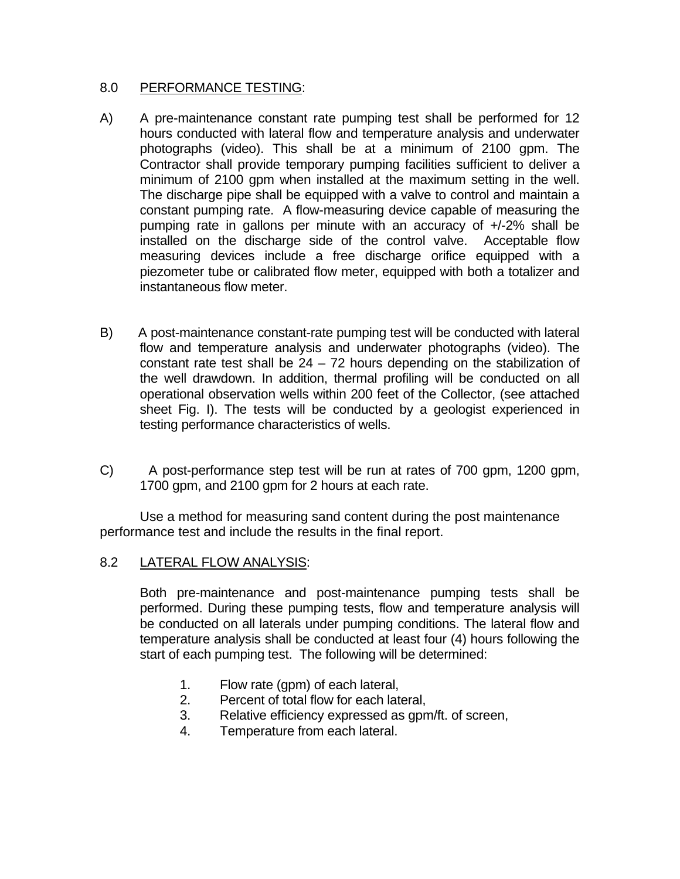## 8.0 PERFORMANCE TESTING:

A) A pre-maintenance constant rate pumping test shall be performed for 12 hours conducted with lateral flow and temperature analysis and underwater photographs (video). This shall be at a minimum of 2100 gpm. The Contractor shall provide temporary pumping facilities sufficient to deliver a minimum of 2100 gpm when installed at the maximum setting in the well. The discharge pipe shall be equipped with a valve to control and maintain a constant pumping rate. A flow-measuring device capable of measuring the pumping rate in gallons per minute with an accuracy of +/-2% shall be installed on the discharge side of the control valve. Acceptable flow measuring devices include a free discharge orifice equipped with a piezometer tube or calibrated flow meter, equipped with both a totalizer and instantaneous flow meter.

B) A post-maintenance constant-rate pumping test will be conducted with lateral flow and temperature analysis and underwater photographs (video). The constant rate test shall be 24 – 72 hours depending on the stabilization of the well drawdown. In addition, thermal profiling will be conducted on all operational observation wells within 200 feet of the Collector, (see attached sheet Fig. I). The tests will be conducted by a geologist experienced in testing performance characteristics of wells.

C) A post-performance step test will be run at rates of 700 gpm, 1200 gpm, 1700 gpm, and 2100 gpm for 2 hours at each rate.

Use a method for measuring sand content during the post maintenance performance test and include the results in the final report.

## 8.2 LATERAL FLOW ANALYSIS:

Both pre-maintenance and post-maintenance pumping tests shall be performed. During these pumping tests, flow and temperature analysis will be conducted on all laterals under pumping conditions. The lateral flow and temperature analysis shall be conducted at least four (4) hours following the start of each pumping test. The following will be determined:

1. Flow rate (gpm) of each lateral,
2. Percent of total flow for each lateral,
3. Relative efficiency expressed as gpm/ft. of screen,
4. Temperature from each lateral.